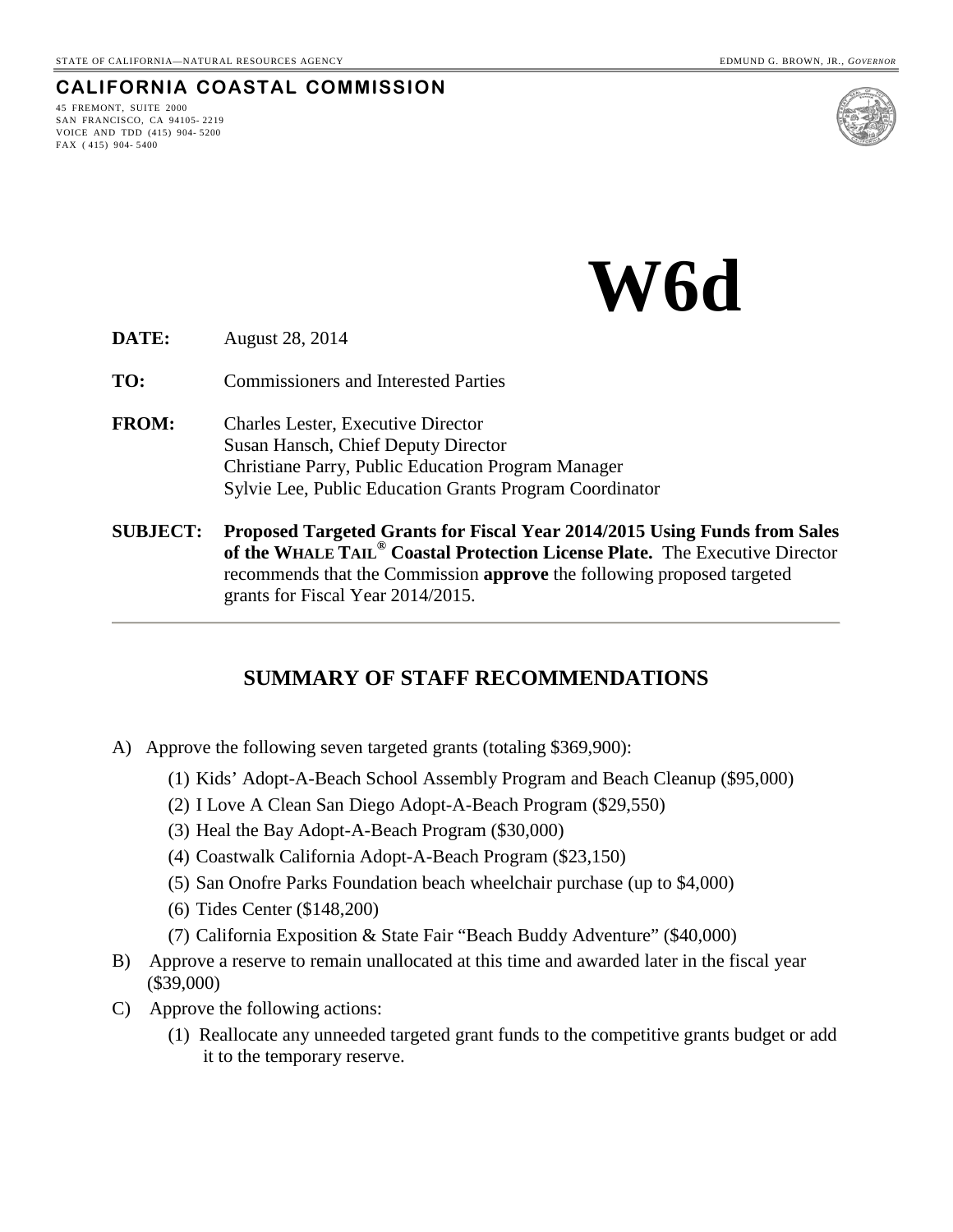STATE OF CALIFORNIA—NATURAL RESOURCES AGENCY

EDMUND G. BROWN, JR., *GOVERNOR*

**CALIFORNIA COASTAL COMMISSION**

45 FREMONT, SUITE 2000
SAN FRANCISCO, CA 94105- 2219
VOICE AND TDD (415) 904- 5200
FAX ( 415) 904- 5400

# W6d

**DATE:** August 28, 2014

**TO:** Commissioners and Interested Parties

**FROM:** Charles Lester, Executive Director
Susan Hansch, Chief Deputy Director
Christiane Parry, Public Education Program Manager
Sylvie Lee, Public Education Grants Program Coordinator

**SUBJECT:** **Proposed Targeted Grants for Fiscal Year 2014/2015 Using Funds from Sales of the WHALE TAIL® Coastal Protection License Plate.** The Executive Director recommends that the Commission **approve** the following proposed targeted grants for Fiscal Year 2014/2015.

---

## SUMMARY OF STAFF RECOMMENDATIONS

A) Approve the following seven targeted grants (totaling $369,900):
   1. Kids' Adopt-A-Beach School Assembly Program and Beach Cleanup ($95,000)
   2. I Love A Clean San Diego Adopt-A-Beach Program ($29,550)
   3. Heal the Bay Adopt-A-Beach Program ($30,000)
   4. Coastwalk California Adopt-A-Beach Program ($23,150)
   5. San Onofre Parks Foundation beach wheelchair purchase (up to $4,000)
   6. Tides Center ($148,200)
   7. California Exposition & State Fair "Beach Buddy Adventure" ($40,000)

B) Approve a reserve to remain unallocated at this time and awarded later in the fiscal year ($39,000)

C) Approve the following actions:
   1. Reallocate any unneeded targeted grant funds to the competitive grants budget or add it to the temporary reserve.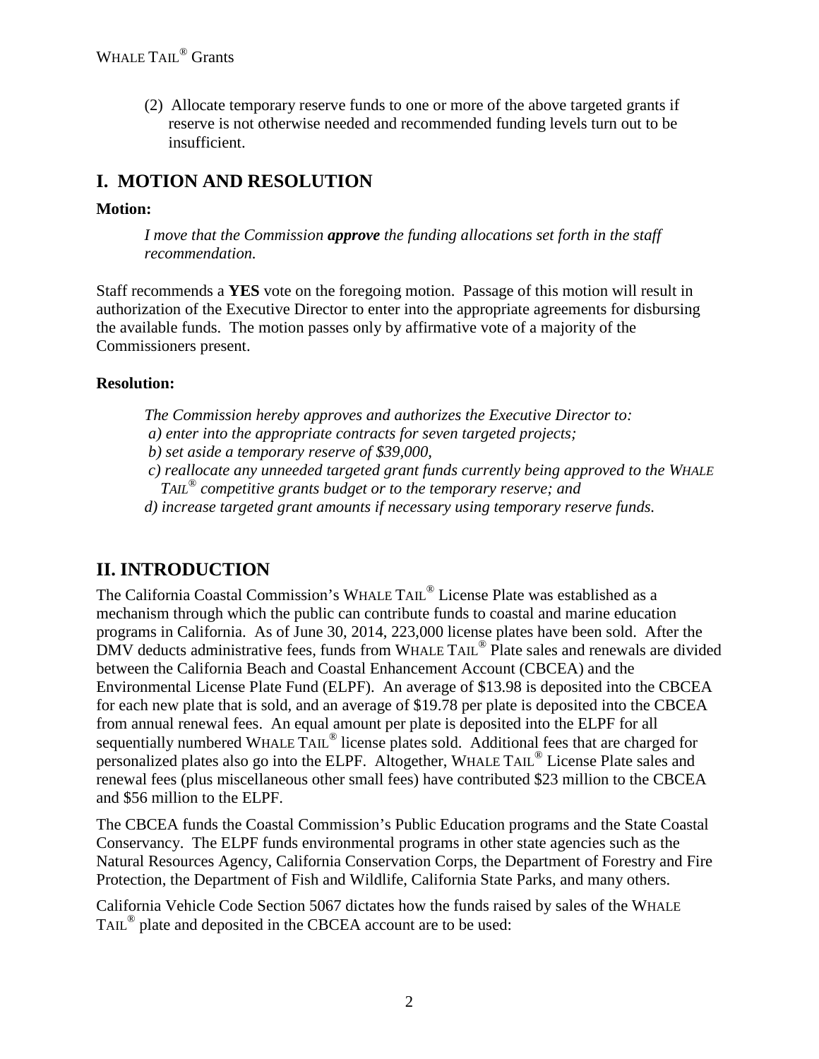(2) Allocate temporary reserve funds to one or more of the above targeted grants if reserve is not otherwise needed and recommended funding levels turn out to be insufficient.

## I. MOTION AND RESOLUTION

**Motion:**

*I move that the Commission **approve** the funding allocations set forth in the staff recommendation.*

Staff recommends a **YES** vote on the foregoing motion. Passage of this motion will result in authorization of the Executive Director to enter into the appropriate agreements for disbursing the available funds. The motion passes only by affirmative vote of a majority of the Commissioners present.

**Resolution:**

*The Commission hereby approves and authorizes the Executive Director to:*
*a) enter into the appropriate contracts for seven targeted projects;*
*b) set aside a temporary reserve of $39,000,*
*c) reallocate any unneeded targeted grant funds currently being approved to the WHALE TAIL® competitive grants budget or to the temporary reserve; and*
*d) increase targeted grant amounts if necessary using temporary reserve funds.*

## II. INTRODUCTION

The California Coastal Commission's WHALE TAIL® License Plate was established as a mechanism through which the public can contribute funds to coastal and marine education programs in California. As of June 30, 2014, 223,000 license plates have been sold. After the DMV deducts administrative fees, funds from WHALE TAIL® Plate sales and renewals are divided between the California Beach and Coastal Enhancement Account (CBCEA) and the Environmental License Plate Fund (ELPF). An average of $13.98 is deposited into the CBCEA for each new plate that is sold, and an average of $19.78 per plate is deposited into the CBCEA from annual renewal fees. An equal amount per plate is deposited into the ELPF for all sequentially numbered WHALE TAIL® license plates sold. Additional fees that are charged for personalized plates also go into the ELPF. Altogether, WHALE TAIL® License Plate sales and renewal fees (plus miscellaneous other small fees) have contributed $23 million to the CBCEA and $56 million to the ELPF.

The CBCEA funds the Coastal Commission's Public Education programs and the State Coastal Conservancy. The ELPF funds environmental programs in other state agencies such as the Natural Resources Agency, California Conservation Corps, the Department of Forestry and Fire Protection, the Department of Fish and Wildlife, California State Parks, and many others.

California Vehicle Code Section 5067 dictates how the funds raised by sales of the WHALE TAIL® plate and deposited in the CBCEA account are to be used: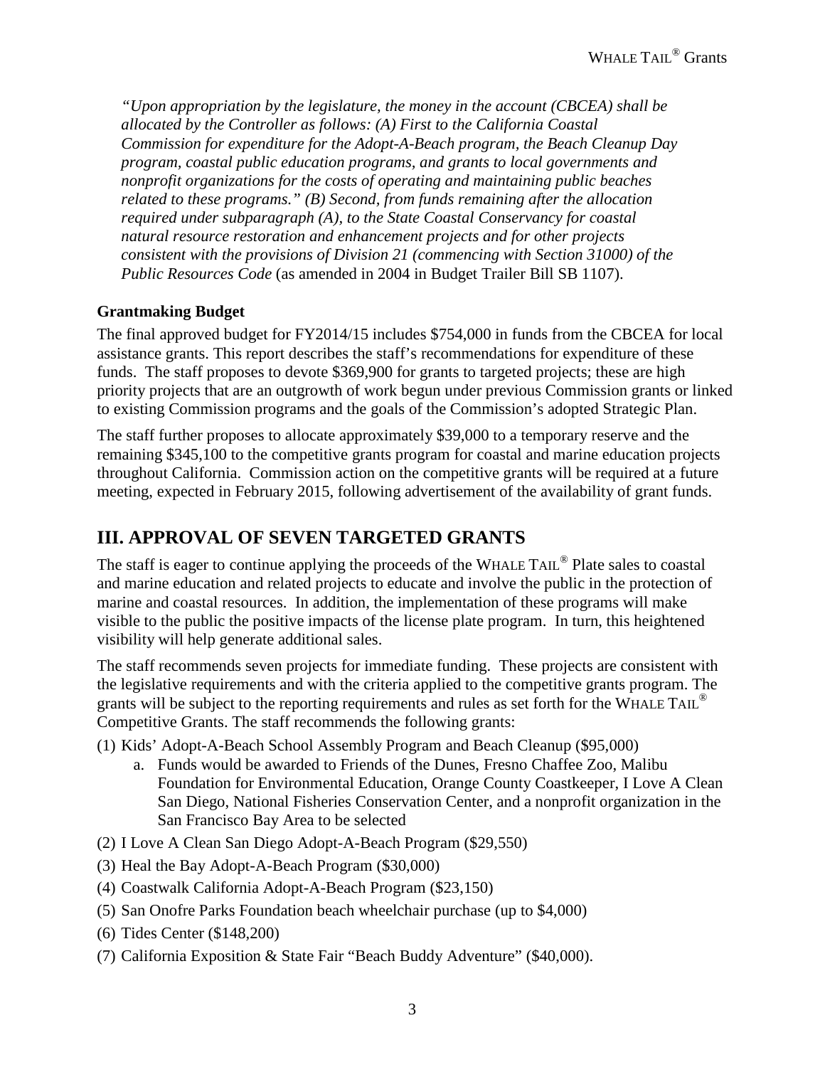*"Upon appropriation by the legislature, the money in the account (CBCEA) shall be allocated by the Controller as follows: (A) First to the California Coastal Commission for expenditure for the Adopt-A-Beach program, the Beach Cleanup Day program, coastal public education programs, and grants to local governments and nonprofit organizations for the costs of operating and maintaining public beaches related to these programs." (B) Second, from funds remaining after the allocation required under subparagraph (A), to the State Coastal Conservancy for coastal natural resource restoration and enhancement projects and for other projects consistent with the provisions of Division 21 (commencing with Section 31000) of the Public Resources Code* (as amended in 2004 in Budget Trailer Bill SB 1107).

**Grantmaking Budget**

The final approved budget for FY2014/15 includes $754,000 in funds from the CBCEA for local assistance grants. This report describes the staff's recommendations for expenditure of these funds. The staff proposes to devote $369,900 for grants to targeted projects; these are high priority projects that are an outgrowth of work begun under previous Commission grants or linked to existing Commission programs and the goals of the Commission's adopted Strategic Plan.

The staff further proposes to allocate approximately $39,000 to a temporary reserve and the remaining $345,100 to the competitive grants program for coastal and marine education projects throughout California. Commission action on the competitive grants will be required at a future meeting, expected in February 2015, following advertisement of the availability of grant funds.

## III. APPROVAL OF SEVEN TARGETED GRANTS

The staff is eager to continue applying the proceeds of the WHALE TAIL® Plate sales to coastal and marine education and related projects to educate and involve the public in the protection of marine and coastal resources. In addition, the implementation of these programs will make visible to the public the positive impacts of the license plate program. In turn, this heightened visibility will help generate additional sales.

The staff recommends seven projects for immediate funding. These projects are consistent with the legislative requirements and with the criteria applied to the competitive grants program. The grants will be subject to the reporting requirements and rules as set forth for the WHALE TAIL® Competitive Grants. The staff recommends the following grants:

(1) Kids' Adopt-A-Beach School Assembly Program and Beach Cleanup ($95,000)
   a. Funds would be awarded to Friends of the Dunes, Fresno Chaffee Zoo, Malibu Foundation for Environmental Education, Orange County Coastkeeper, I Love A Clean San Diego, National Fisheries Conservation Center, and a nonprofit organization in the San Francisco Bay Area to be selected

(2) I Love A Clean San Diego Adopt-A-Beach Program ($29,550)

(3) Heal the Bay Adopt-A-Beach Program ($30,000)

(4) Coastwalk California Adopt-A-Beach Program ($23,150)

(5) San Onofre Parks Foundation beach wheelchair purchase (up to $4,000)

(6) Tides Center ($148,200)

(7) California Exposition & State Fair "Beach Buddy Adventure" ($40,000).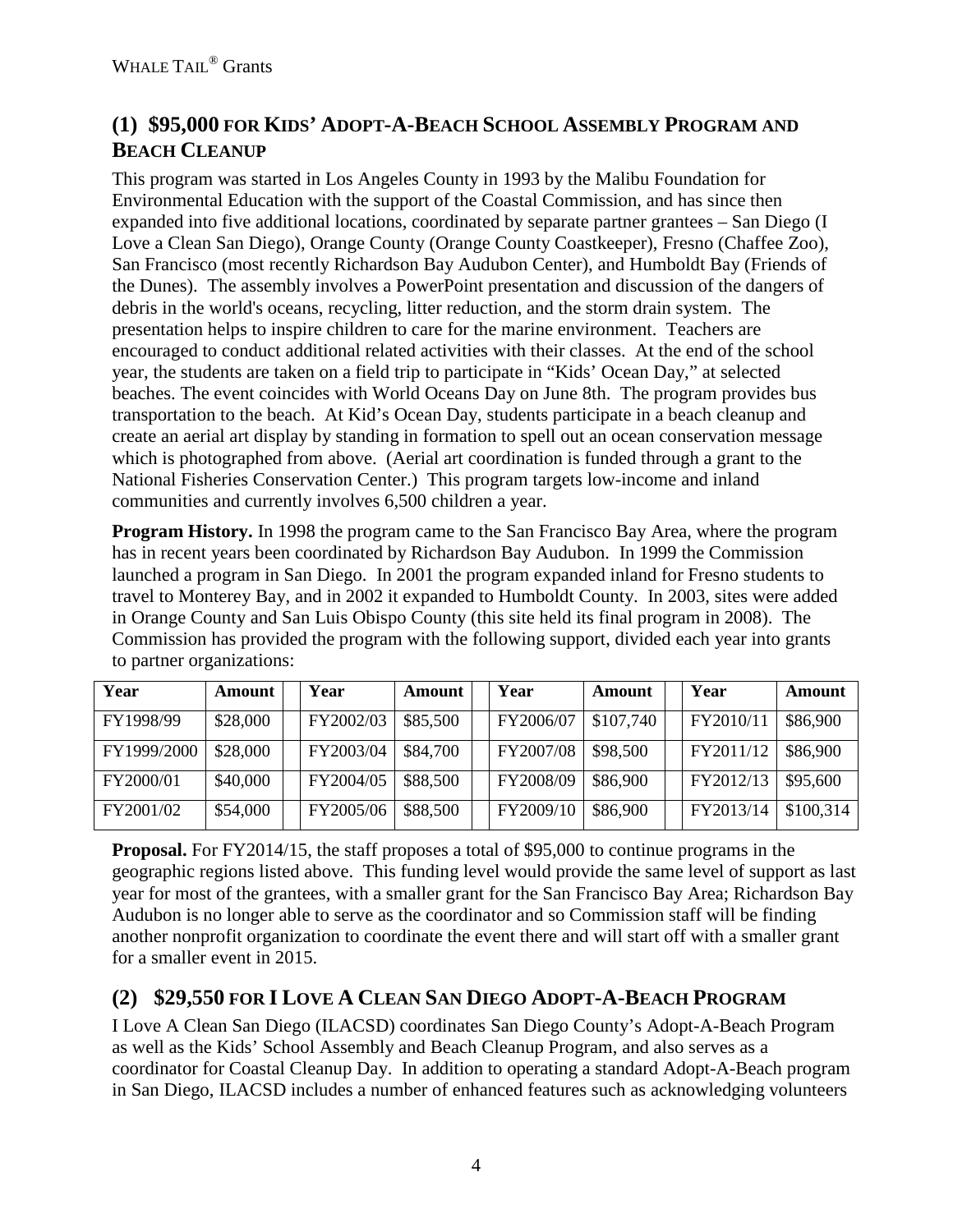WHALE TAIL® Grants

## (1) $95,000 FOR KIDS' ADOPT-A-BEACH SCHOOL ASSEMBLY PROGRAM AND BEACH CLEANUP

This program was started in Los Angeles County in 1993 by the Malibu Foundation for Environmental Education with the support of the Coastal Commission, and has since then expanded into five additional locations, coordinated by separate partner grantees – San Diego (I Love a Clean San Diego), Orange County (Orange County Coastkeeper), Fresno (Chaffee Zoo), San Francisco (most recently Richardson Bay Audubon Center), and Humboldt Bay (Friends of the Dunes). The assembly involves a PowerPoint presentation and discussion of the dangers of debris in the world's oceans, recycling, litter reduction, and the storm drain system. The presentation helps to inspire children to care for the marine environment. Teachers are encouraged to conduct additional related activities with their classes. At the end of the school year, the students are taken on a field trip to participate in "Kids' Ocean Day," at selected beaches. The event coincides with World Oceans Day on June 8th. The program provides bus transportation to the beach. At Kid's Ocean Day, students participate in a beach cleanup and create an aerial art display by standing in formation to spell out an ocean conservation message which is photographed from above. (Aerial art coordination is funded through a grant to the National Fisheries Conservation Center.) This program targets low-income and inland communities and currently involves 6,500 children a year.

**Program History.** In 1998 the program came to the San Francisco Bay Area, where the program has in recent years been coordinated by Richardson Bay Audubon. In 1999 the Commission launched a program in San Diego. In 2001 the program expanded inland for Fresno students to travel to Monterey Bay, and in 2002 it expanded to Humboldt County. In 2003, sites were added in Orange County and San Luis Obispo County (this site held its final program in 2008). The Commission has provided the program with the following support, divided each year into grants to partner organizations:

| Year | Amount | Year | Amount | Year | Amount | Year | Amount |
|---|---|---|---|---|---|---|---|
| FY1998/99 | $28,000 | FY2002/03 | $85,500 | FY2006/07 | $107,740 | FY2010/11 | $86,900 |
| FY1999/2000 | $28,000 | FY2003/04 | $84,700 | FY2007/08 | $98,500 | FY2011/12 | $86,900 |
| FY2000/01 | $40,000 | FY2004/05 | $88,500 | FY2008/09 | $86,900 | FY2012/13 | $95,600 |
| FY2001/02 | $54,000 | FY2005/06 | $88,500 | FY2009/10 | $86,900 | FY2013/14 | $100,314 |

**Proposal.** For FY2014/15, the staff proposes a total of $95,000 to continue programs in the geographic regions listed above. This funding level would provide the same level of support as last year for most of the grantees, with a smaller grant for the San Francisco Bay Area; Richardson Bay Audubon is no longer able to serve as the coordinator and so Commission staff will be finding another nonprofit organization to coordinate the event there and will start off with a smaller grant for a smaller event in 2015.

## (2) $29,550 FOR I LOVE A CLEAN SAN DIEGO ADOPT-A-BEACH PROGRAM

I Love A Clean San Diego (ILACSD) coordinates San Diego County's Adopt-A-Beach Program as well as the Kids' School Assembly and Beach Cleanup Program, and also serves as a coordinator for Coastal Cleanup Day. In addition to operating a standard Adopt-A-Beach program in San Diego, ILACSD includes a number of enhanced features such as acknowledging volunteers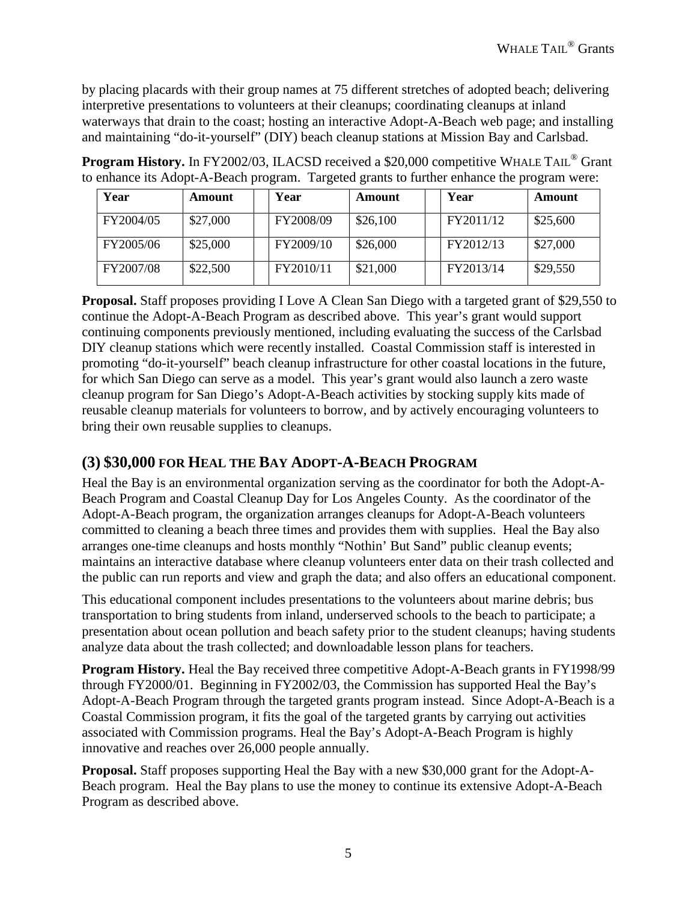by placing placards with their group names at 75 different stretches of adopted beach; delivering interpretive presentations to volunteers at their cleanups; coordinating cleanups at inland waterways that drain to the coast; hosting an interactive Adopt-A-Beach web page; and installing and maintaining "do-it-yourself" (DIY) beach cleanup stations at Mission Bay and Carlsbad.

**Program History.** In FY2002/03, ILACSD received a $20,000 competitive WHALE TAIL® Grant to enhance its Adopt-A-Beach program. Targeted grants to further enhance the program were:

| Year | Amount | | Year | Amount | | Year | Amount |
|---|---|---|---|---|---|---|---|
| FY2004/05 | $27,000 | | FY2008/09 | $26,100 | | FY2011/12 | $25,600 |
| FY2005/06 | $25,000 | | FY2009/10 | $26,000 | | FY2012/13 | $27,000 |
| FY2007/08 | $22,500 | | FY2010/11 | $21,000 | | FY2013/14 | $29,550 |

**Proposal.** Staff proposes providing I Love A Clean San Diego with a targeted grant of $29,550 to continue the Adopt-A-Beach Program as described above. This year's grant would support continuing components previously mentioned, including evaluating the success of the Carlsbad DIY cleanup stations which were recently installed. Coastal Commission staff is interested in promoting "do-it-yourself" beach cleanup infrastructure for other coastal locations in the future, for which San Diego can serve as a model. This year's grant would also launch a zero waste cleanup program for San Diego's Adopt-A-Beach activities by stocking supply kits made of reusable cleanup materials for volunteers to borrow, and by actively encouraging volunteers to bring their own reusable supplies to cleanups.

## (3) $30,000 FOR HEAL THE BAY ADOPT-A-BEACH PROGRAM

Heal the Bay is an environmental organization serving as the coordinator for both the Adopt-A-Beach Program and Coastal Cleanup Day for Los Angeles County. As the coordinator of the Adopt-A-Beach program, the organization arranges cleanups for Adopt-A-Beach volunteers committed to cleaning a beach three times and provides them with supplies. Heal the Bay also arranges one-time cleanups and hosts monthly "Nothin' But Sand" public cleanup events; maintains an interactive database where cleanup volunteers enter data on their trash collected and the public can run reports and view and graph the data; and also offers an educational component.

This educational component includes presentations to the volunteers about marine debris; bus transportation to bring students from inland, underserved schools to the beach to participate; a presentation about ocean pollution and beach safety prior to the student cleanups; having students analyze data about the trash collected; and downloadable lesson plans for teachers.

**Program History.** Heal the Bay received three competitive Adopt-A-Beach grants in FY1998/99 through FY2000/01. Beginning in FY2002/03, the Commission has supported Heal the Bay's Adopt-A-Beach Program through the targeted grants program instead. Since Adopt-A-Beach is a Coastal Commission program, it fits the goal of the targeted grants by carrying out activities associated with Commission programs. Heal the Bay's Adopt-A-Beach Program is highly innovative and reaches over 26,000 people annually.

**Proposal.** Staff proposes supporting Heal the Bay with a new $30,000 grant for the Adopt-A-Beach program. Heal the Bay plans to use the money to continue its extensive Adopt-A-Beach Program as described above.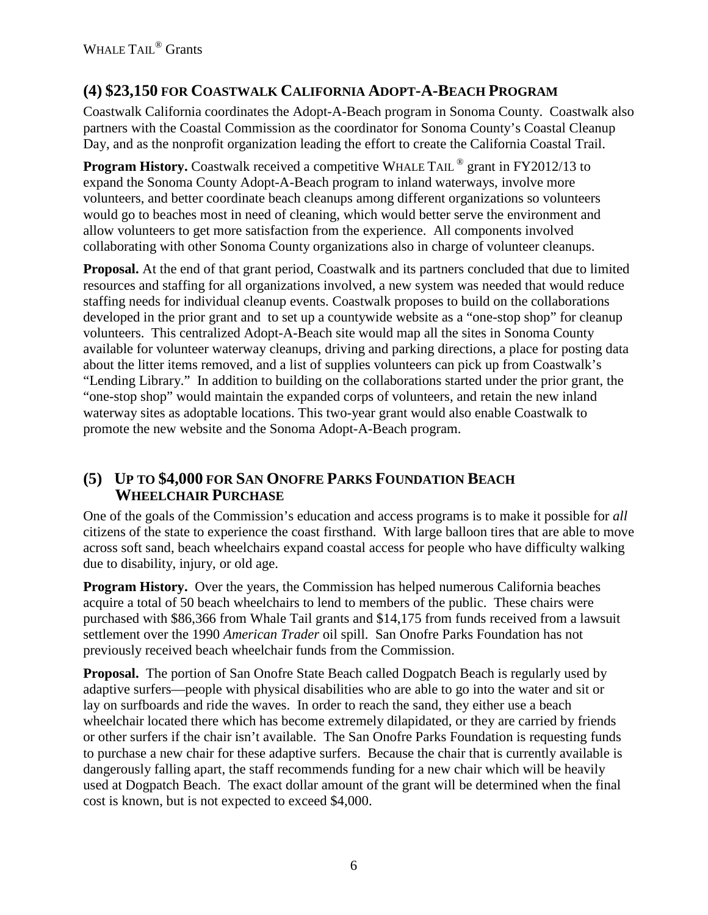## (4) $23,150 FOR COASTWALK CALIFORNIA ADOPT-A-BEACH PROGRAM

Coastwalk California coordinates the Adopt-A-Beach program in Sonoma County. Coastwalk also partners with the Coastal Commission as the coordinator for Sonoma County's Coastal Cleanup Day, and as the nonprofit organization leading the effort to create the California Coastal Trail.

**Program History.** Coastwalk received a competitive WHALE TAIL ® grant in FY2012/13 to expand the Sonoma County Adopt-A-Beach program to inland waterways, involve more volunteers, and better coordinate beach cleanups among different organizations so volunteers would go to beaches most in need of cleaning, which would better serve the environment and allow volunteers to get more satisfaction from the experience. All components involved collaborating with other Sonoma County organizations also in charge of volunteer cleanups.

**Proposal.** At the end of that grant period, Coastwalk and its partners concluded that due to limited resources and staffing for all organizations involved, a new system was needed that would reduce staffing needs for individual cleanup events. Coastwalk proposes to build on the collaborations developed in the prior grant and to set up a countywide website as a "one-stop shop" for cleanup volunteers. This centralized Adopt-A-Beach site would map all the sites in Sonoma County available for volunteer waterway cleanups, driving and parking directions, a place for posting data about the litter items removed, and a list of supplies volunteers can pick up from Coastwalk's "Lending Library." In addition to building on the collaborations started under the prior grant, the "one-stop shop" would maintain the expanded corps of volunteers, and retain the new inland waterway sites as adoptable locations. This two-year grant would also enable Coastwalk to promote the new website and the Sonoma Adopt-A-Beach program.

## (5) UP TO $4,000 FOR SAN ONOFRE PARKS FOUNDATION BEACH WHEELCHAIR PURCHASE

One of the goals of the Commission's education and access programs is to make it possible for *all* citizens of the state to experience the coast firsthand. With large balloon tires that are able to move across soft sand, beach wheelchairs expand coastal access for people who have difficulty walking due to disability, injury, or old age.

**Program History.** Over the years, the Commission has helped numerous California beaches acquire a total of 50 beach wheelchairs to lend to members of the public. These chairs were purchased with $86,366 from Whale Tail grants and $14,175 from funds received from a lawsuit settlement over the 1990 *American Trader* oil spill. San Onofre Parks Foundation has not previously received beach wheelchair funds from the Commission.

**Proposal.** The portion of San Onofre State Beach called Dogpatch Beach is regularly used by adaptive surfers—people with physical disabilities who are able to go into the water and sit or lay on surfboards and ride the waves. In order to reach the sand, they either use a beach wheelchair located there which has become extremely dilapidated, or they are carried by friends or other surfers if the chair isn't available. The San Onofre Parks Foundation is requesting funds to purchase a new chair for these adaptive surfers. Because the chair that is currently available is dangerously falling apart, the staff recommends funding for a new chair which will be heavily used at Dogpatch Beach. The exact dollar amount of the grant will be determined when the final cost is known, but is not expected to exceed $4,000.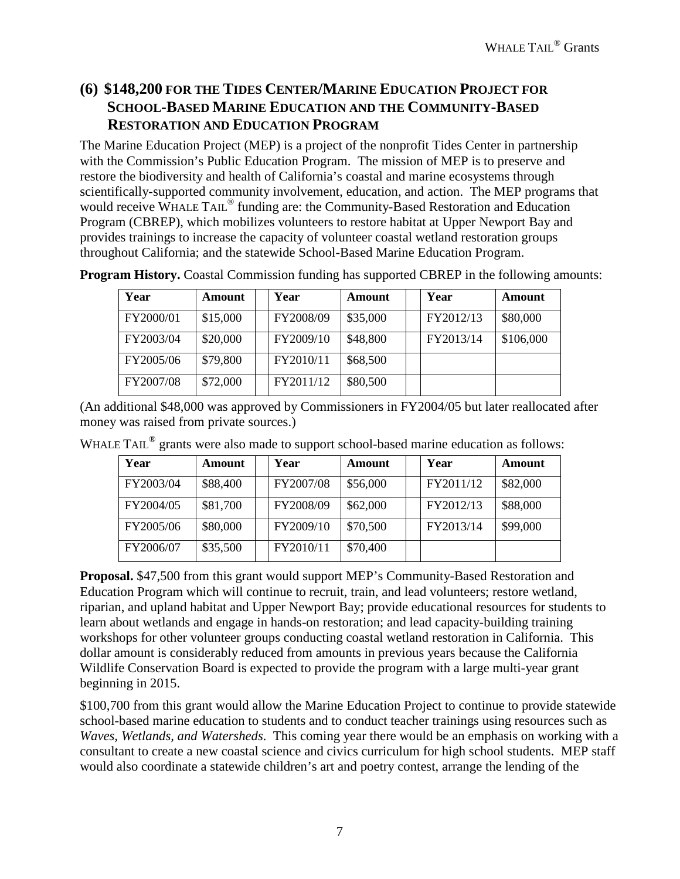## (6) $148,200 FOR THE TIDES CENTER/MARINE EDUCATION PROJECT FOR SCHOOL-BASED MARINE EDUCATION AND THE COMMUNITY-BASED RESTORATION AND EDUCATION PROGRAM

The Marine Education Project (MEP) is a project of the nonprofit Tides Center in partnership with the Commission's Public Education Program. The mission of MEP is to preserve and restore the biodiversity and health of California's coastal and marine ecosystems through scientifically-supported community involvement, education, and action. The MEP programs that would receive WHALE TAIL® funding are: the Community-Based Restoration and Education Program (CBREP), which mobilizes volunteers to restore habitat at Upper Newport Bay and provides trainings to increase the capacity of volunteer coastal wetland restoration groups throughout California; and the statewide School-Based Marine Education Program.

**Program History.** Coastal Commission funding has supported CBREP in the following amounts:

| Year | Amount | | Year | Amount | | Year | Amount |
|---|---|---|---|---|---|---|---|
| FY2000/01 | $15,000 | | FY2008/09 | $35,000 | | FY2012/13 | $80,000 |
| FY2003/04 | $20,000 | | FY2009/10 | $48,800 | | FY2013/14 | $106,000 |
| FY2005/06 | $79,800 | | FY2010/11 | $68,500 | | | |
| FY2007/08 | $72,000 | | FY2011/12 | $80,500 | | | |

(An additional $48,000 was approved by Commissioners in FY2004/05 but later reallocated after money was raised from private sources.)

WHALE TAIL® grants were also made to support school-based marine education as follows:

| Year | Amount | | Year | Amount | | Year | Amount |
|---|---|---|---|---|---|---|---|
| FY2003/04 | $88,400 | | FY2007/08 | $56,000 | | FY2011/12 | $82,000 |
| FY2004/05 | $81,700 | | FY2008/09 | $62,000 | | FY2012/13 | $88,000 |
| FY2005/06 | $80,000 | | FY2009/10 | $70,500 | | FY2013/14 | $99,000 |
| FY2006/07 | $35,500 | | FY2010/11 | $70,400 | | | |

**Proposal.** $47,500 from this grant would support MEP's Community-Based Restoration and Education Program which will continue to recruit, train, and lead volunteers; restore wetland, riparian, and upland habitat and Upper Newport Bay; provide educational resources for students to learn about wetlands and engage in hands-on restoration; and lead capacity-building training workshops for other volunteer groups conducting coastal wetland restoration in California. This dollar amount is considerably reduced from amounts in previous years because the California Wildlife Conservation Board is expected to provide the program with a large multi-year grant beginning in 2015.

$100,700 from this grant would allow the Marine Education Project to continue to provide statewide school-based marine education to students and to conduct teacher trainings using resources such as *Waves, Wetlands, and Watersheds*. This coming year there would be an emphasis on working with a consultant to create a new coastal science and civics curriculum for high school students. MEP staff would also coordinate a statewide children's art and poetry contest, arrange the lending of the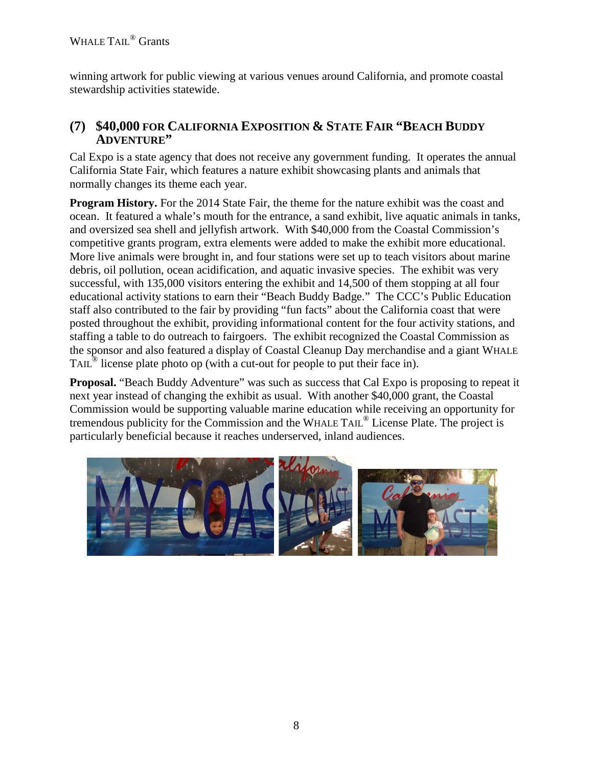winning artwork for public viewing at various venues around California, and promote coastal stewardship activities statewide.

## (7) $40,000 FOR CALIFORNIA EXPOSITION & STATE FAIR "BEACH BUDDY ADVENTURE"

Cal Expo is a state agency that does not receive any government funding. It operates the annual California State Fair, which features a nature exhibit showcasing plants and animals that normally changes its theme each year.

**Program History.** For the 2014 State Fair, the theme for the nature exhibit was the coast and ocean. It featured a whale's mouth for the entrance, a sand exhibit, live aquatic animals in tanks, and oversized sea shell and jellyfish artwork. With $40,000 from the Coastal Commission's competitive grants program, extra elements were added to make the exhibit more educational. More live animals were brought in, and four stations were set up to teach visitors about marine debris, oil pollution, ocean acidification, and aquatic invasive species. The exhibit was very successful, with 135,000 visitors entering the exhibit and 14,500 of them stopping at all four educational activity stations to earn their "Beach Buddy Badge." The CCC's Public Education staff also contributed to the fair by providing "fun facts" about the California coast that were posted throughout the exhibit, providing informational content for the four activity stations, and staffing a table to do outreach to fairgoers. The exhibit recognized the Coastal Commission as the sponsor and also featured a display of Coastal Cleanup Day merchandise and a giant WHALE TAIL® license plate photo op (with a cut-out for people to put their face in).

**Proposal.** "Beach Buddy Adventure" was such as success that Cal Expo is proposing to repeat it next year instead of changing the exhibit as usual. With another $40,000 grant, the Coastal Commission would be supporting valuable marine education while receiving an opportunity for tremendous publicity for the Commission and the WHALE TAIL® License Plate. The project is particularly beneficial because it reaches underserved, inland audiences.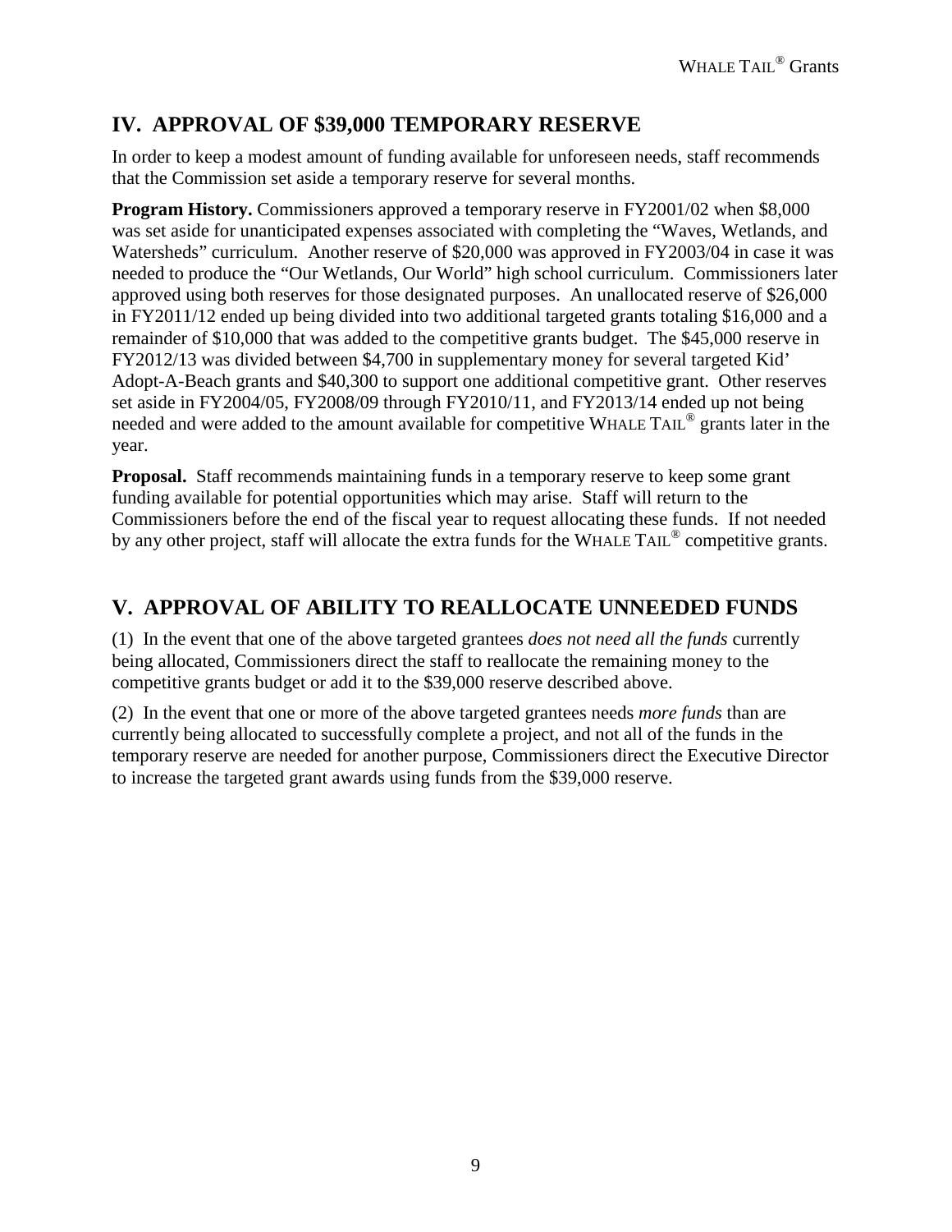## IV. APPROVAL OF $39,000 TEMPORARY RESERVE

In order to keep a modest amount of funding available for unforeseen needs, staff recommends that the Commission set aside a temporary reserve for several months.

**Program History.** Commissioners approved a temporary reserve in FY2001/02 when $8,000 was set aside for unanticipated expenses associated with completing the "Waves, Wetlands, and Watersheds" curriculum. Another reserve of $20,000 was approved in FY2003/04 in case it was needed to produce the "Our Wetlands, Our World" high school curriculum. Commissioners later approved using both reserves for those designated purposes. An unallocated reserve of $26,000 in FY2011/12 ended up being divided into two additional targeted grants totaling $16,000 and a remainder of $10,000 that was added to the competitive grants budget. The $45,000 reserve in FY2012/13 was divided between $4,700 in supplementary money for several targeted Kid' Adopt-A-Beach grants and $40,300 to support one additional competitive grant. Other reserves set aside in FY2004/05, FY2008/09 through FY2010/11, and FY2013/14 ended up not being needed and were added to the amount available for competitive WHALE TAIL® grants later in the year.

**Proposal.** Staff recommends maintaining funds in a temporary reserve to keep some grant funding available for potential opportunities which may arise. Staff will return to the Commissioners before the end of the fiscal year to request allocating these funds. If not needed by any other project, staff will allocate the extra funds for the WHALE TAIL® competitive grants.

## V. APPROVAL OF ABILITY TO REALLOCATE UNNEEDED FUNDS

(1) In the event that one of the above targeted grantees *does not need all the funds* currently being allocated, Commissioners direct the staff to reallocate the remaining money to the competitive grants budget or add it to the $39,000 reserve described above.

(2) In the event that one or more of the above targeted grantees needs *more funds* than are currently being allocated to successfully complete a project, and not all of the funds in the temporary reserve are needed for another purpose, Commissioners direct the Executive Director to increase the targeted grant awards using funds from the $39,000 reserve.